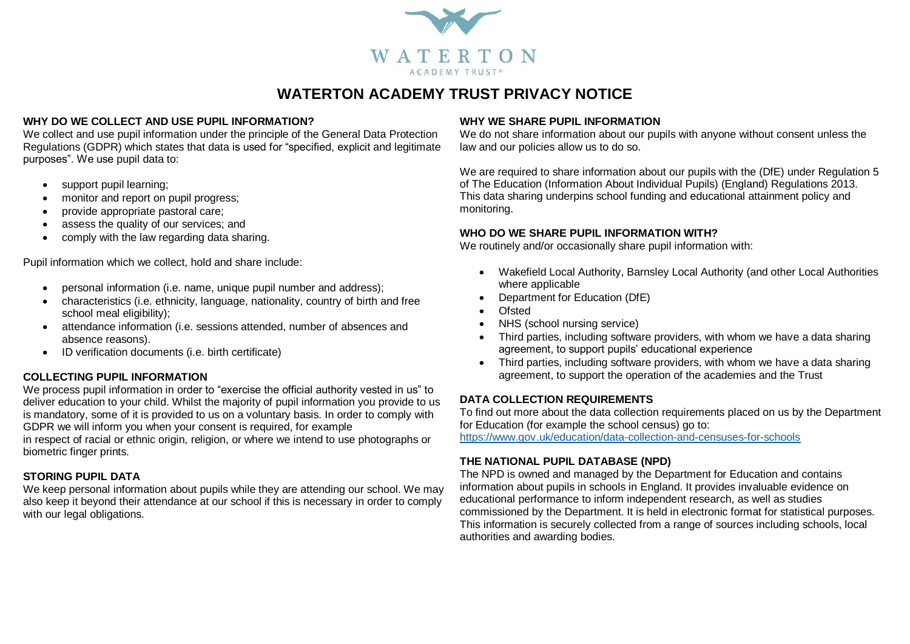WATERTON
ACADEMY TRUST®

# WATERTON ACADEMY TRUST PRIVACY NOTICE

## WHY DO WE COLLECT AND USE PUPIL INFORMATION?

We collect and use pupil information under the principle of the General Data Protection Regulations (GDPR) which states that data is used for "specified, explicit and legitimate purposes". We use pupil data to:

- support pupil learning;
- monitor and report on pupil progress;
- provide appropriate pastoral care;
- assess the quality of our services; and
- comply with the law regarding data sharing.

Pupil information which we collect, hold and share include:

- personal information (i.e. name, unique pupil number and address);
- characteristics (i.e. ethnicity, language, nationality, country of birth and free school meal eligibility);
- attendance information (i.e. sessions attended, number of absences and absence reasons).
- ID verification documents (i.e. birth certificate)

## COLLECTING PUPIL INFORMATION

We process pupil information in order to "exercise the official authority vested in us" to deliver education to your child. Whilst the majority of pupil information you provide to us is mandatory, some of it is provided to us on a voluntary basis. In order to comply with GDPR we will inform you when your consent is required, for example
in respect of racial or ethnic origin, religion, or where we intend to use photographs or biometric finger prints.

## STORING PUPIL DATA

We keep personal information about pupils while they are attending our school. We may also keep it beyond their attendance at our school if this is necessary in order to comply with our legal obligations.

## WHY WE SHARE PUPIL INFORMATION

We do not share information about our pupils with anyone without consent unless the law and our policies allow us to do so.

We are required to share information about our pupils with the (DfE) under Regulation 5 of The Education (Information About Individual Pupils) (England) Regulations 2013. This data sharing underpins school funding and educational attainment policy and monitoring.

## WHO DO WE SHARE PUPIL INFORMATION WITH?

We routinely and/or occasionally share pupil information with:

- Wakefield Local Authority, Barnsley Local Authority (and other Local Authorities where applicable
- Department for Education (DfE)
- Ofsted
- NHS (school nursing service)
- Third parties, including software providers, with whom we have a data sharing agreement, to support pupils' educational experience
- Third parties, including software providers, with whom we have a data sharing agreement, to support the operation of the academies and the Trust

## DATA COLLECTION REQUIREMENTS

To find out more about the data collection requirements placed on us by the Department for Education (for example the school census) go to:
https://www.gov.uk/education/data-collection-and-censuses-for-schools

## THE NATIONAL PUPIL DATABASE (NPD)

The NPD is owned and managed by the Department for Education and contains information about pupils in schools in England. It provides invaluable evidence on educational performance to inform independent research, as well as studies commissioned by the Department. It is held in electronic format for statistical purposes. This information is securely collected from a range of sources including schools, local authorities and awarding bodies.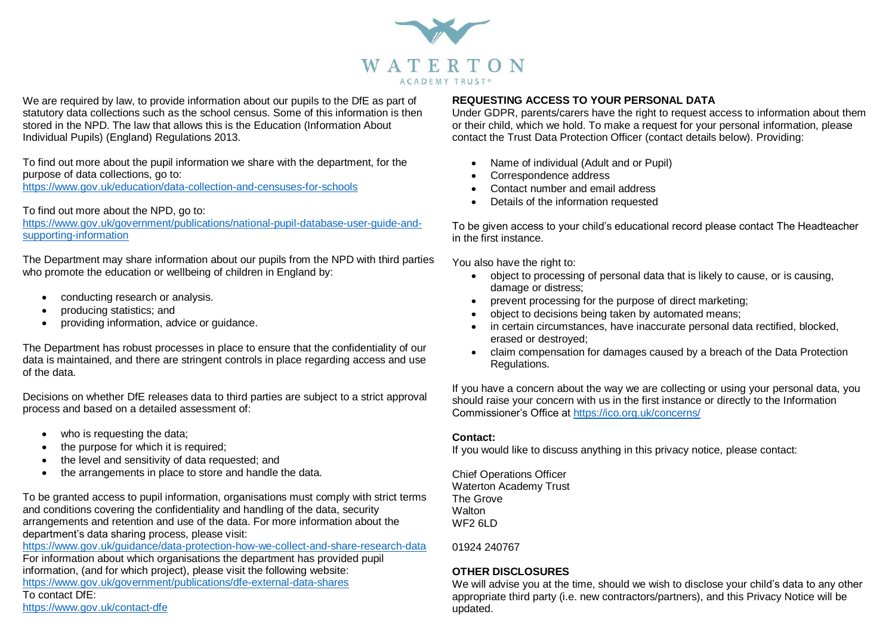We are required by law, to provide information about our pupils to the DfE as part of statutory data collections such as the school census. Some of this information is then stored in the NPD. The law that allows this is the Education (Information About Individual Pupils) (England) Regulations 2013.

To find out more about the pupil information we share with the department, for the purpose of data collections, go to:
https://www.gov.uk/education/data-collection-and-censuses-for-schools

To find out more about the NPD, go to:
https://www.gov.uk/government/publications/national-pupil-database-user-guide-and-supporting-information

The Department may share information about our pupils from the NPD with third parties who promote the education or wellbeing of children in England by:

- conducting research or analysis.
- producing statistics; and
- providing information, advice or guidance.

The Department has robust processes in place to ensure that the confidentiality of our data is maintained, and there are stringent controls in place regarding access and use of the data.

Decisions on whether DfE releases data to third parties are subject to a strict approval process and based on a detailed assessment of:

- who is requesting the data;
- the purpose for which it is required;
- the level and sensitivity of data requested; and
- the arrangements in place to store and handle the data.

To be granted access to pupil information, organisations must comply with strict terms and conditions covering the confidentiality and handling of the data, security arrangements and retention and use of the data. For more information about the department's data sharing process, please visit:
https://www.gov.uk/guidance/data-protection-how-we-collect-and-share-research-data
For information about which organisations the department has provided pupil information, (and for which project), please visit the following website:
https://www.gov.uk/government/publications/dfe-external-data-shares
To contact DfE:
https://www.gov.uk/contact-dfe

**REQUESTING ACCESS TO YOUR PERSONAL DATA**
Under GDPR, parents/carers have the right to request access to information about them or their child, which we hold. To make a request for your personal information, please contact the Trust Data Protection Officer (contact details below). Providing:

- Name of individual (Adult and or Pupil)
- Correspondence address
- Contact number and email address
- Details of the information requested

To be given access to your child's educational record please contact The Headteacher in the first instance.

You also have the right to:

- object to processing of personal data that is likely to cause, or is causing, damage or distress;
- prevent processing for the purpose of direct marketing;
- object to decisions being taken by automated means;
- in certain circumstances, have inaccurate personal data rectified, blocked, erased or destroyed;
- claim compensation for damages caused by a breach of the Data Protection Regulations.

If you have a concern about the way we are collecting or using your personal data, you should raise your concern with us in the first instance or directly to the Information Commissioner's Office at https://ico.org.uk/concerns/

**Contact:**
If you would like to discuss anything in this privacy notice, please contact:

Chief Operations Officer
Waterton Academy Trust
The Grove
Walton
WF2 6LD

01924 240767

**OTHER DISCLOSURES**
We will advise you at the time, should we wish to disclose your child's data to any other appropriate third party (i.e. new contractors/partners), and this Privacy Notice will be updated.